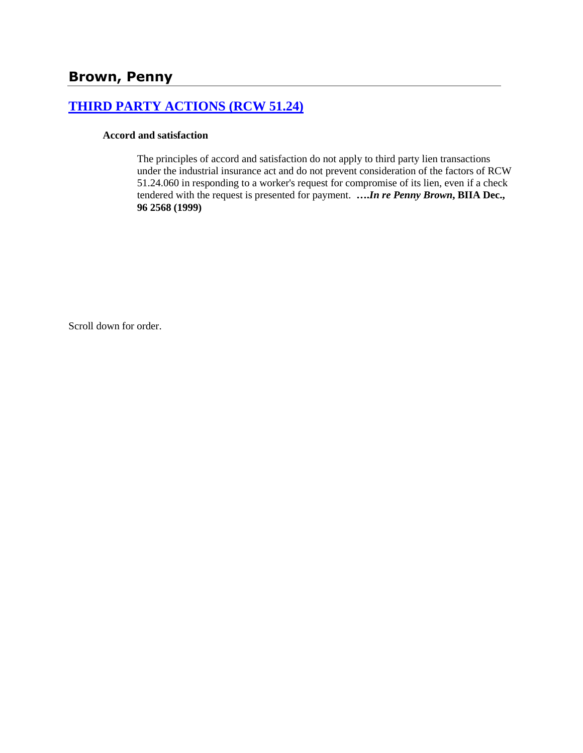# Brown, Penny

## [THIRD PARTY ACTIONS (RCW 51.24)]()

**Accord and satisfaction**

The principles of accord and satisfaction do not apply to third party lien transactions under the industrial insurance act and do not prevent consideration of the factors of RCW 51.24.060 in responding to a worker's request for compromise of its lien, even if a check tendered with the request is presented for payment. **….*In re Penny Brown*, BIIA Dec., 96 2568 (1999)**

Scroll down for order.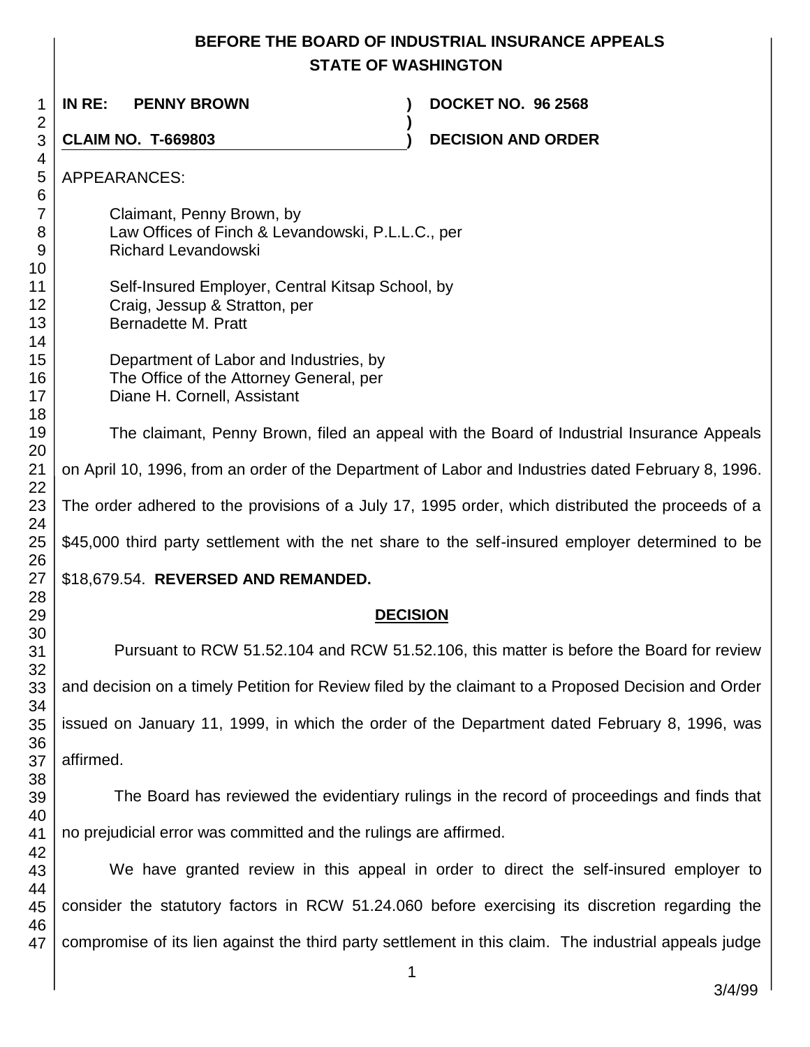# BEFORE THE BOARD OF INDUSTRIAL INSURANCE APPEALS
# STATE OF WASHINGTON

**IN RE: PENNY BROWN** ) **DOCKET NO. 96 2568**
)
**CLAIM NO. T-669803** ) **DECISION AND ORDER**

APPEARANCES:

Claimant, Penny Brown, by
Law Offices of Finch & Levandowski, P.L.L.C., per
Richard Levandowski

Self-Insured Employer, Central Kitsap School, by
Craig, Jessup & Stratton, per
Bernadette M. Pratt

Department of Labor and Industries, by
The Office of the Attorney General, per
Diane H. Cornell, Assistant

The claimant, Penny Brown, filed an appeal with the Board of Industrial Insurance Appeals on April 10, 1996, from an order of the Department of Labor and Industries dated February 8, 1996. The order adhered to the provisions of a July 17, 1995 order, which distributed the proceeds of a $45,000 third party settlement with the net share to the self-insured employer determined to be $18,679.54. **REVERSED AND REMANDED.**

## DECISION

Pursuant to RCW 51.52.104 and RCW 51.52.106, this matter is before the Board for review and decision on a timely Petition for Review filed by the claimant to a Proposed Decision and Order issued on January 11, 1999, in which the order of the Department dated February 8, 1996, was affirmed.

The Board has reviewed the evidentiary rulings in the record of proceedings and finds that no prejudicial error was committed and the rulings are affirmed.

We have granted review in this appeal in order to direct the self-insured employer to consider the statutory factors in RCW 51.24.060 before exercising its discretion regarding the compromise of its lien against the third party settlement in this claim. The industrial appeals judge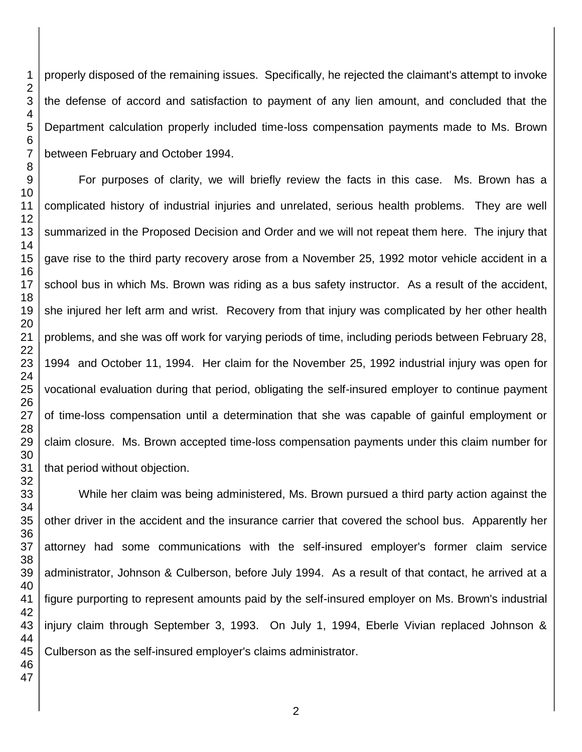properly disposed of the remaining issues. Specifically, he rejected the claimant's attempt to invoke the defense of accord and satisfaction to payment of any lien amount, and concluded that the Department calculation properly included time-loss compensation payments made to Ms. Brown between February and October 1994.

For purposes of clarity, we will briefly review the facts in this case. Ms. Brown has a complicated history of industrial injuries and unrelated, serious health problems. They are well summarized in the Proposed Decision and Order and we will not repeat them here. The injury that gave rise to the third party recovery arose from a November 25, 1992 motor vehicle accident in a school bus in which Ms. Brown was riding as a bus safety instructor. As a result of the accident, she injured her left arm and wrist. Recovery from that injury was complicated by her other health problems, and she was off work for varying periods of time, including periods between February 28, 1994 and October 11, 1994. Her claim for the November 25, 1992 industrial injury was open for vocational evaluation during that period, obligating the self-insured employer to continue payment of time-loss compensation until a determination that she was capable of gainful employment or claim closure. Ms. Brown accepted time-loss compensation payments under this claim number for that period without objection.

While her claim was being administered, Ms. Brown pursued a third party action against the other driver in the accident and the insurance carrier that covered the school bus. Apparently her attorney had some communications with the self-insured employer's former claim service administrator, Johnson & Culberson, before July 1994. As a result of that contact, he arrived at a figure purporting to represent amounts paid by the self-insured employer on Ms. Brown's industrial injury claim through September 3, 1993. On July 1, 1994, Eberle Vivian replaced Johnson & Culberson as the self-insured employer's claims administrator.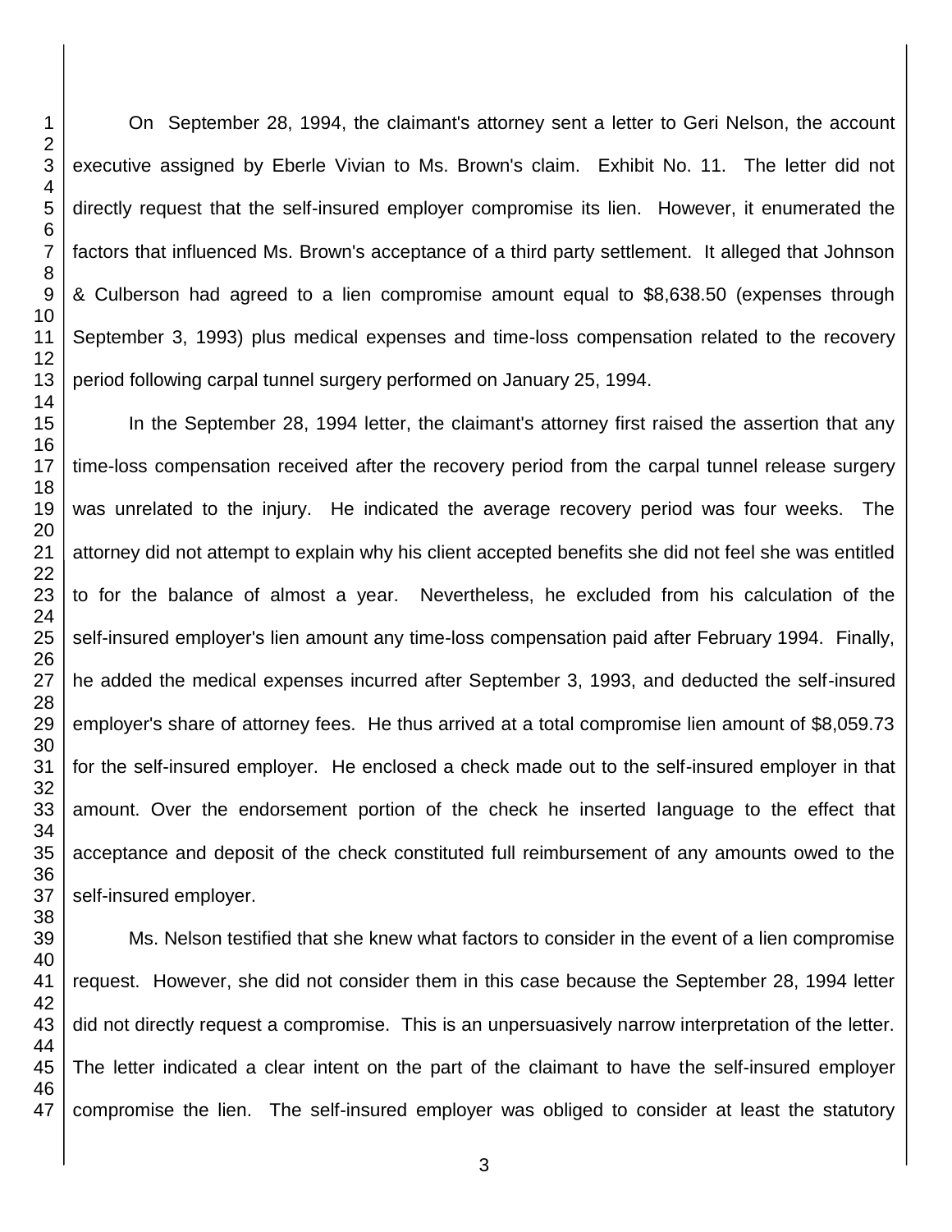On September 28, 1994, the claimant's attorney sent a letter to Geri Nelson, the account executive assigned by Eberle Vivian to Ms. Brown's claim. Exhibit No. 11. The letter did not directly request that the self-insured employer compromise its lien. However, it enumerated the factors that influenced Ms. Brown's acceptance of a third party settlement. It alleged that Johnson & Culberson had agreed to a lien compromise amount equal to $8,638.50 (expenses through September 3, 1993) plus medical expenses and time-loss compensation related to the recovery period following carpal tunnel surgery performed on January 25, 1994.

In the September 28, 1994 letter, the claimant's attorney first raised the assertion that any time-loss compensation received after the recovery period from the carpal tunnel release surgery was unrelated to the injury. He indicated the average recovery period was four weeks. The attorney did not attempt to explain why his client accepted benefits she did not feel she was entitled to for the balance of almost a year. Nevertheless, he excluded from his calculation of the self-insured employer's lien amount any time-loss compensation paid after February 1994. Finally, he added the medical expenses incurred after September 3, 1993, and deducted the self-insured employer's share of attorney fees. He thus arrived at a total compromise lien amount of $8,059.73 for the self-insured employer. He enclosed a check made out to the self-insured employer in that amount. Over the endorsement portion of the check he inserted language to the effect that acceptance and deposit of the check constituted full reimbursement of any amounts owed to the self-insured employer.

Ms. Nelson testified that she knew what factors to consider in the event of a lien compromise request. However, she did not consider them in this case because the September 28, 1994 letter did not directly request a compromise. This is an unpersuasively narrow interpretation of the letter. The letter indicated a clear intent on the part of the claimant to have the self-insured employer compromise the lien. The self-insured employer was obliged to consider at least the statutory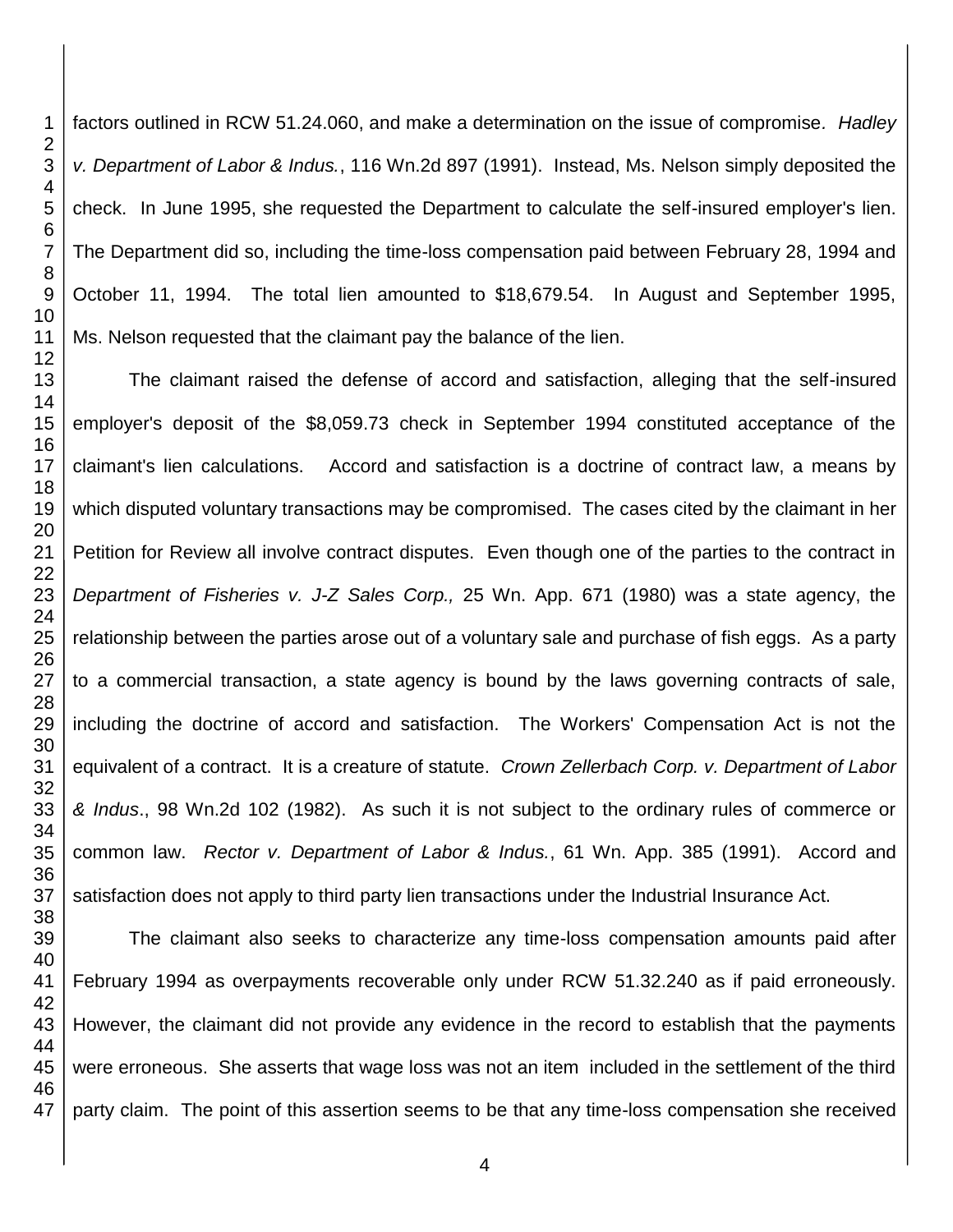factors outlined in RCW 51.24.060, and make a determination on the issue of compromise. *Hadley v. Department of Labor & Indus.*, 116 Wn.2d 897 (1991). Instead, Ms. Nelson simply deposited the check. In June 1995, she requested the Department to calculate the self-insured employer's lien. The Department did so, including the time-loss compensation paid between February 28, 1994 and October 11, 1994. The total lien amounted to $18,679.54. In August and September 1995, Ms. Nelson requested that the claimant pay the balance of the lien.

The claimant raised the defense of accord and satisfaction, alleging that the self-insured employer's deposit of the $8,059.73 check in September 1994 constituted acceptance of the claimant's lien calculations. Accord and satisfaction is a doctrine of contract law, a means by which disputed voluntary transactions may be compromised. The cases cited by the claimant in her Petition for Review all involve contract disputes. Even though one of the parties to the contract in *Department of Fisheries v. J-Z Sales Corp.,* 25 Wn. App. 671 (1980) was a state agency, the relationship between the parties arose out of a voluntary sale and purchase of fish eggs. As a party to a commercial transaction, a state agency is bound by the laws governing contracts of sale, including the doctrine of accord and satisfaction. The Workers' Compensation Act is not the equivalent of a contract. It is a creature of statute. *Crown Zellerbach Corp. v. Department of Labor & Indus*., 98 Wn.2d 102 (1982). As such it is not subject to the ordinary rules of commerce or common law. *Rector v. Department of Labor & Indus.*, 61 Wn. App. 385 (1991). Accord and satisfaction does not apply to third party lien transactions under the Industrial Insurance Act.

The claimant also seeks to characterize any time-loss compensation amounts paid after February 1994 as overpayments recoverable only under RCW 51.32.240 as if paid erroneously. However, the claimant did not provide any evidence in the record to establish that the payments were erroneous. She asserts that wage loss was not an item included in the settlement of the third party claim. The point of this assertion seems to be that any time-loss compensation she received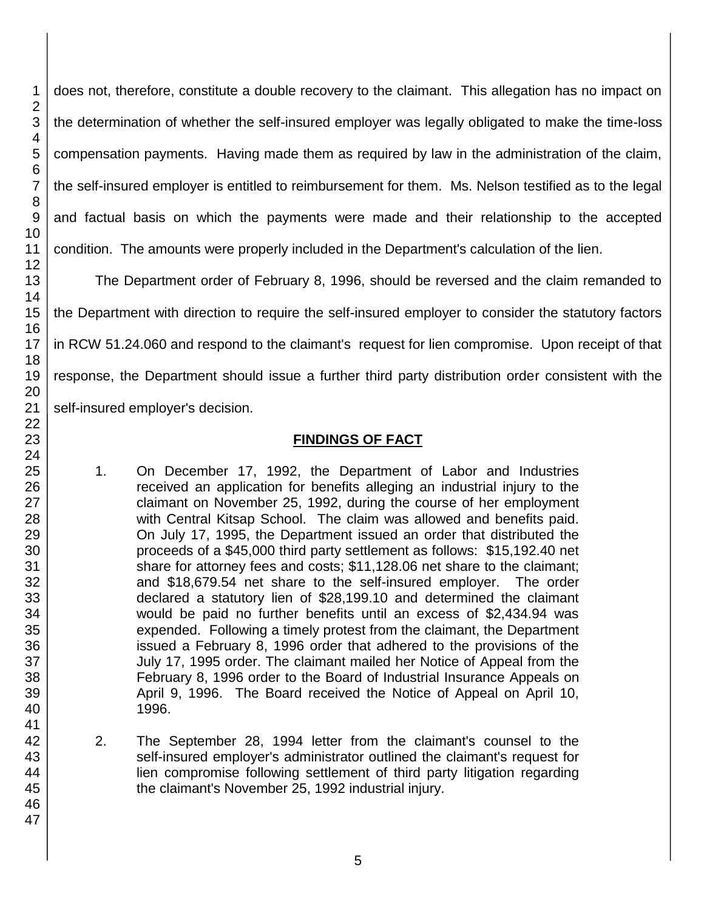does not, therefore, constitute a double recovery to the claimant. This allegation has no impact on the determination of whether the self-insured employer was legally obligated to make the time-loss compensation payments. Having made them as required by law in the administration of the claim, the self-insured employer is entitled to reimbursement for them. Ms. Nelson testified as to the legal and factual basis on which the payments were made and their relationship to the accepted condition. The amounts were properly included in the Department's calculation of the lien.

The Department order of February 8, 1996, should be reversed and the claim remanded to the Department with direction to require the self-insured employer to consider the statutory factors in RCW 51.24.060 and respond to the claimant's request for lien compromise. Upon receipt of that response, the Department should issue a further third party distribution order consistent with the self-insured employer's decision.

## FINDINGS OF FACT

1. On December 17, 1992, the Department of Labor and Industries received an application for benefits alleging an industrial injury to the claimant on November 25, 1992, during the course of her employment with Central Kitsap School. The claim was allowed and benefits paid. On July 17, 1995, the Department issued an order that distributed the proceeds of a $45,000 third party settlement as follows: $15,192.40 net share for attorney fees and costs; $11,128.06 net share to the claimant; and $18,679.54 net share to the self-insured employer. The order declared a statutory lien of $28,199.10 and determined the claimant would be paid no further benefits until an excess of $2,434.94 was expended. Following a timely protest from the claimant, the Department issued a February 8, 1996 order that adhered to the provisions of the July 17, 1995 order. The claimant mailed her Notice of Appeal from the February 8, 1996 order to the Board of Industrial Insurance Appeals on April 9, 1996. The Board received the Notice of Appeal on April 10, 1996.

2. The September 28, 1994 letter from the claimant's counsel to the self-insured employer's administrator outlined the claimant's request for lien compromise following settlement of third party litigation regarding the claimant's November 25, 1992 industrial injury.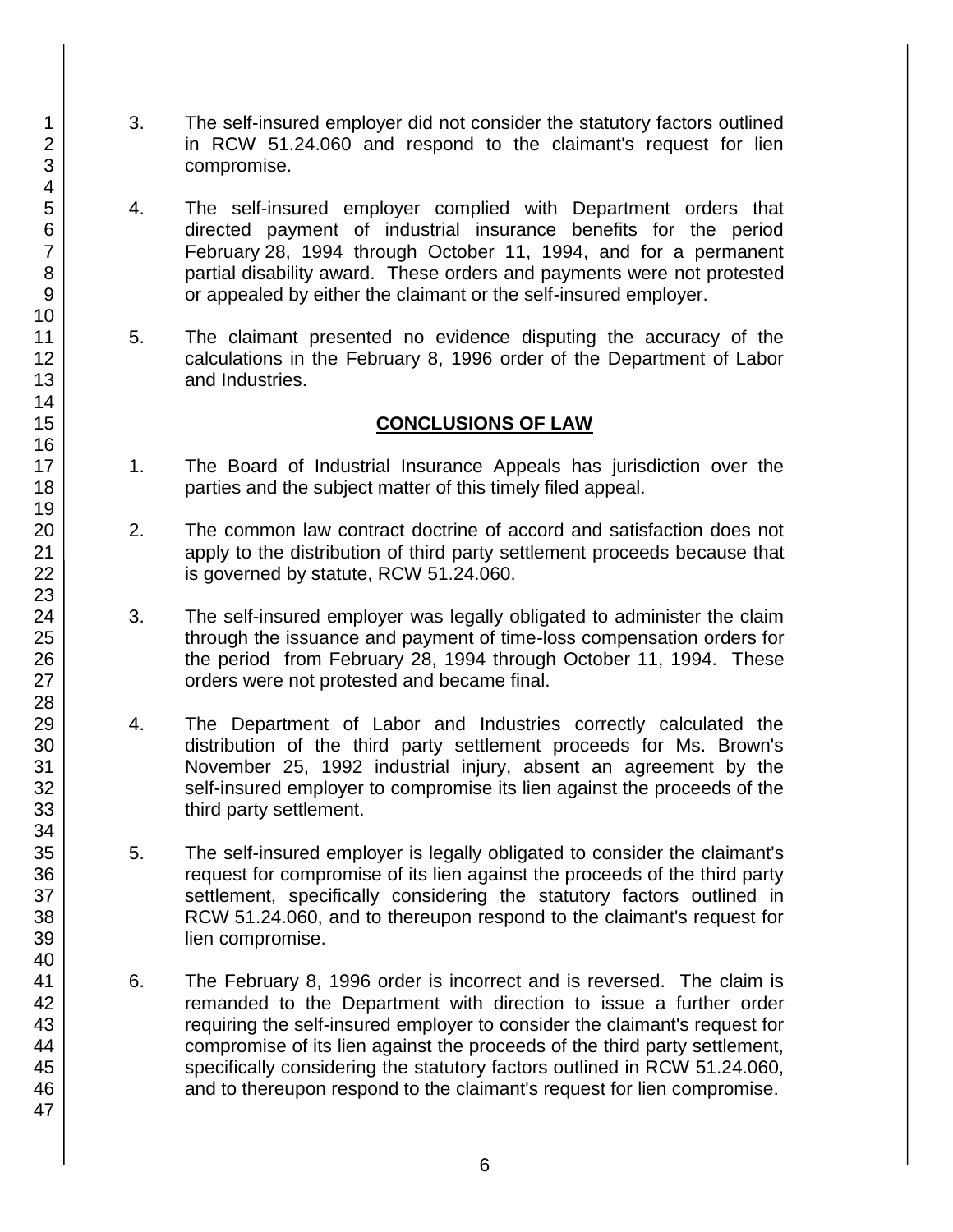3. The self-insured employer did not consider the statutory factors outlined in RCW 51.24.060 and respond to the claimant's request for lien compromise.

4. The self-insured employer complied with Department orders that directed payment of industrial insurance benefits for the period February 28, 1994 through October 11, 1994, and for a permanent partial disability award. These orders and payments were not protested or appealed by either the claimant or the self-insured employer.

5. The claimant presented no evidence disputing the accuracy of the calculations in the February 8, 1996 order of the Department of Labor and Industries.

## CONCLUSIONS OF LAW

1. The Board of Industrial Insurance Appeals has jurisdiction over the parties and the subject matter of this timely filed appeal.

2. The common law contract doctrine of accord and satisfaction does not apply to the distribution of third party settlement proceeds because that is governed by statute, RCW 51.24.060.

3. The self-insured employer was legally obligated to administer the claim through the issuance and payment of time-loss compensation orders for the period from February 28, 1994 through October 11, 1994. These orders were not protested and became final.

4. The Department of Labor and Industries correctly calculated the distribution of the third party settlement proceeds for Ms. Brown's November 25, 1992 industrial injury, absent an agreement by the self-insured employer to compromise its lien against the proceeds of the third party settlement.

5. The self-insured employer is legally obligated to consider the claimant's request for compromise of its lien against the proceeds of the third party settlement, specifically considering the statutory factors outlined in RCW 51.24.060, and to thereupon respond to the claimant's request for lien compromise.

6. The February 8, 1996 order is incorrect and is reversed. The claim is remanded to the Department with direction to issue a further order requiring the self-insured employer to consider the claimant's request for compromise of its lien against the proceeds of the third party settlement, specifically considering the statutory factors outlined in RCW 51.24.060, and to thereupon respond to the claimant's request for lien compromise.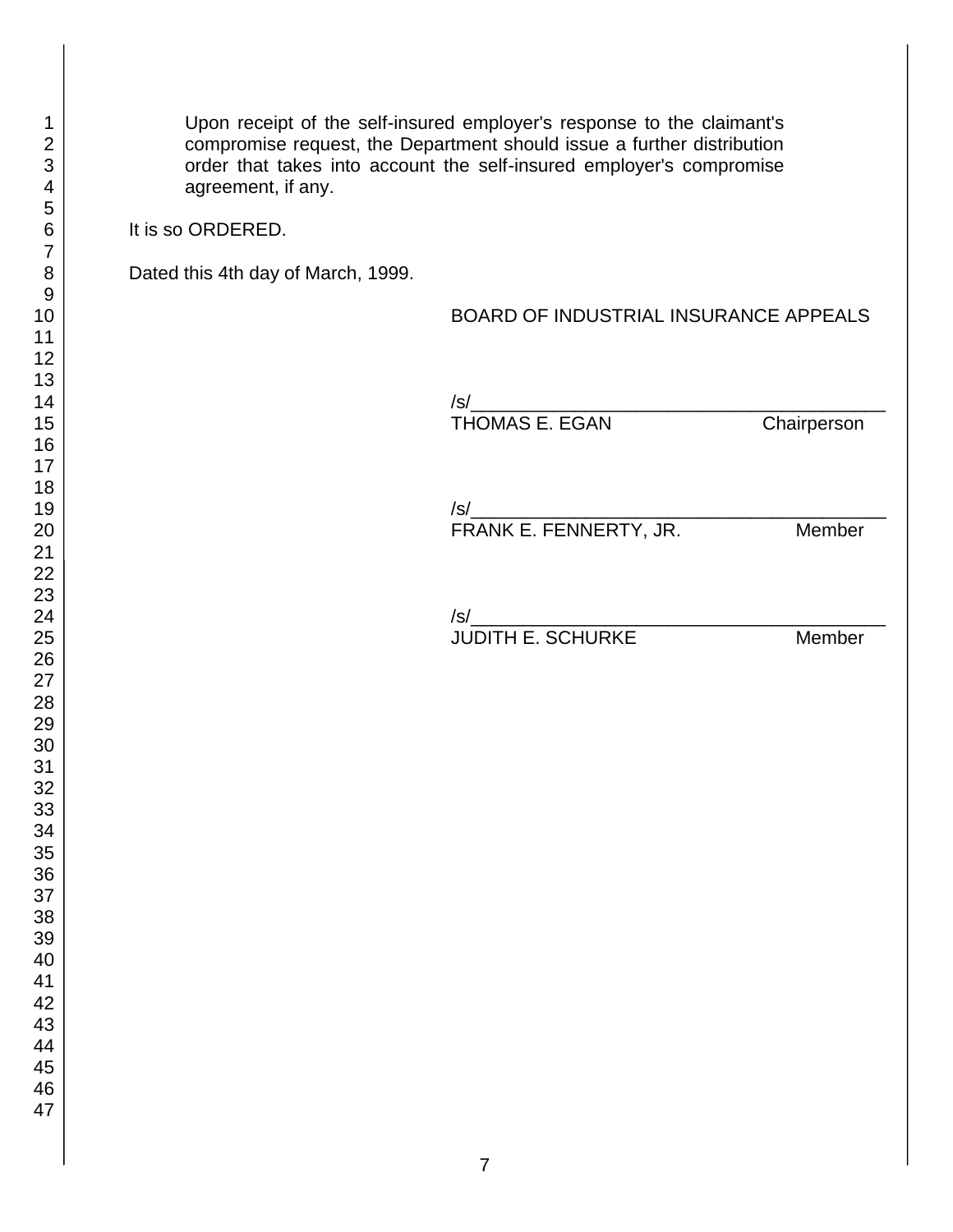Upon receipt of the self-insured employer's response to the claimant's compromise request, the Department should issue a further distribution order that takes into account the self-insured employer's compromise agreement, if any.

It is so ORDERED.

Dated this 4th day of March, 1999.

BOARD OF INDUSTRIAL INSURANCE APPEALS

/s/_________________________________________
THOMAS E. EGAN Chairperson

/s/_________________________________________
FRANK E. FENNERTY, JR. Member

/s/_________________________________________
JUDITH E. SCHURKE Member